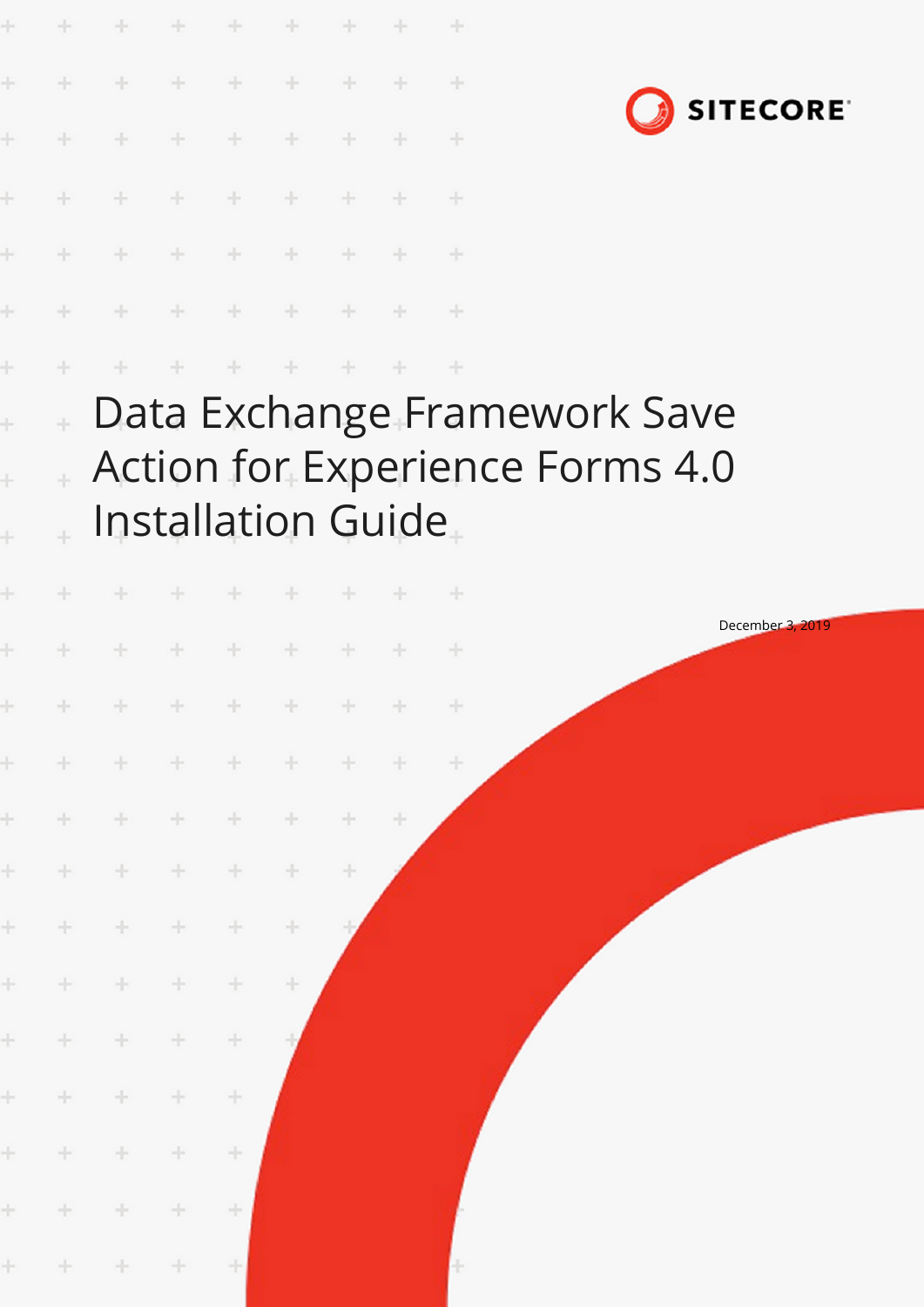SITECORE

# Data Exchange Framework Save Action for Experience Forms 4.0 Installation Guide

December 3, 2019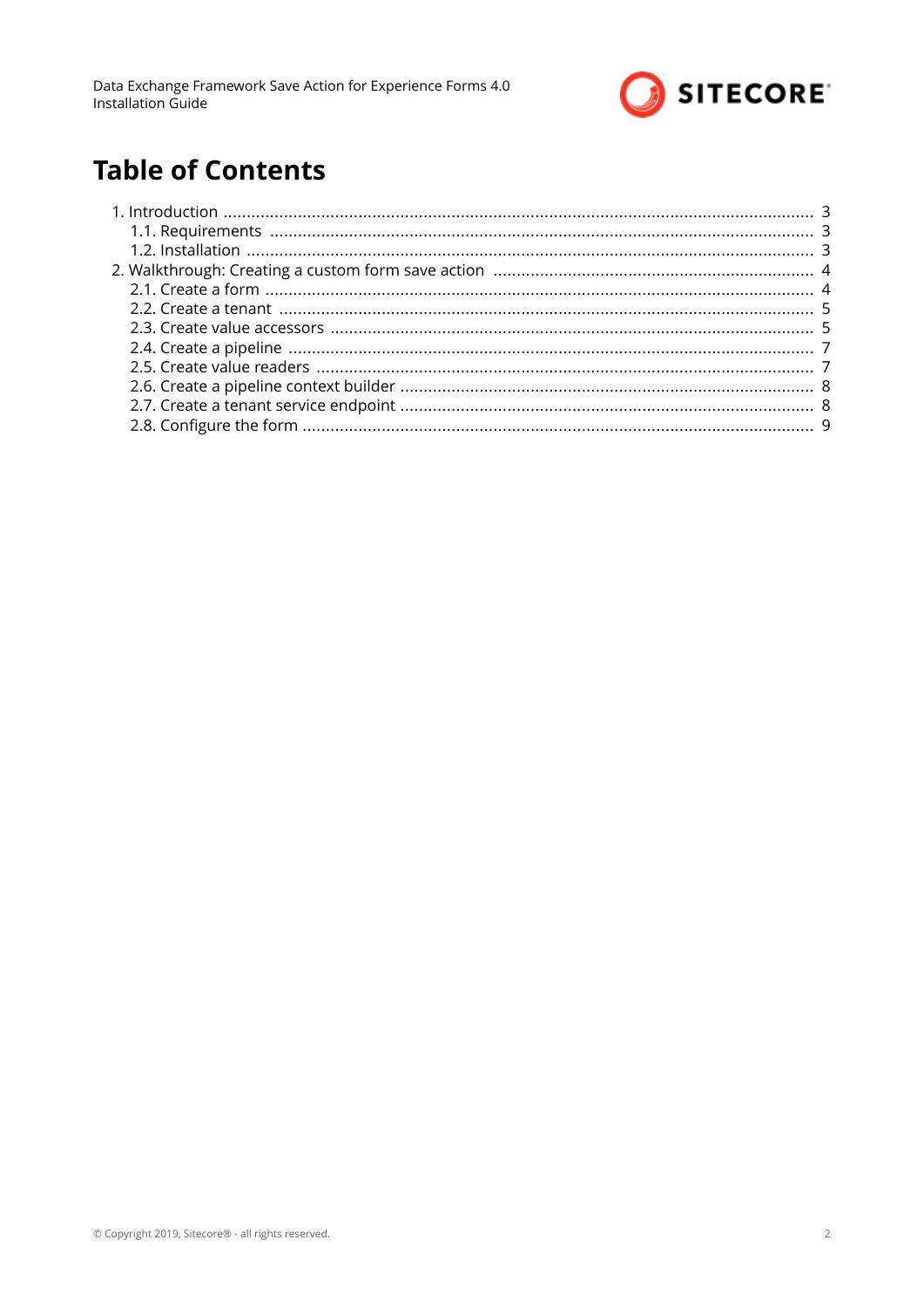# Table of Contents

1. Introduction ..... 3
   1.1. Requirements ..... 3
   1.2. Installation ..... 3
2. Walkthrough: Creating a custom form save action ..... 4
   2.1. Create a form ..... 4
   2.2. Create a tenant ..... 5
   2.3. Create value accessors ..... 5
   2.4. Create a pipeline ..... 7
   2.5. Create value readers ..... 7
   2.6. Create a pipeline context builder ..... 8
   2.7. Create a tenant service endpoint ..... 8
   2.8. Configure the form ..... 9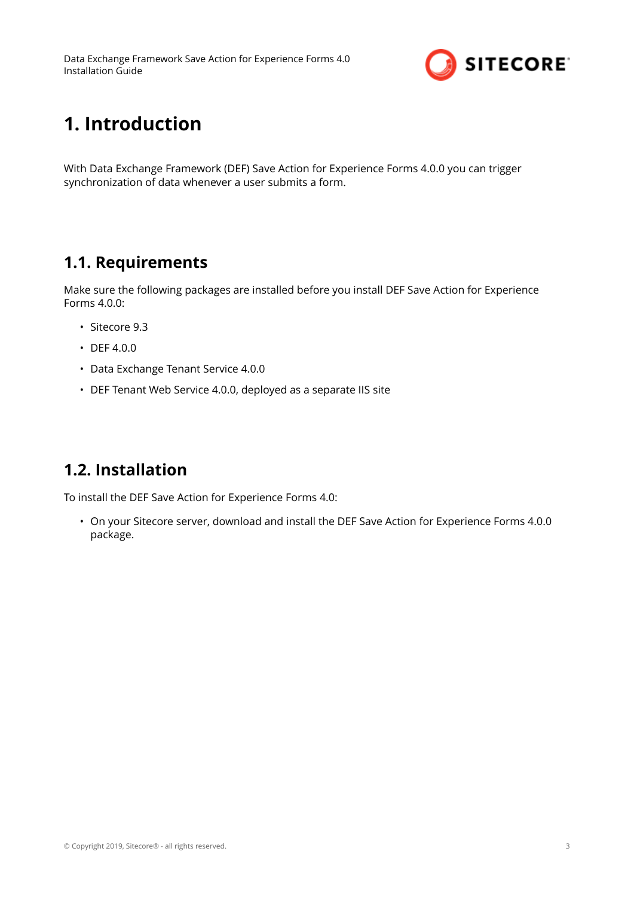# 1. Introduction

With Data Exchange Framework (DEF) Save Action for Experience Forms 4.0.0 you can trigger synchronization of data whenever a user submits a form.

## 1.1. Requirements

Make sure the following packages are installed before you install DEF Save Action for Experience Forms 4.0.0:

- Sitecore 9.3
- DEF 4.0.0
- Data Exchange Tenant Service 4.0.0
- DEF Tenant Web Service 4.0.0, deployed as a separate IIS site

## 1.2. Installation

To install the DEF Save Action for Experience Forms 4.0:

- On your Sitecore server, download and install the DEF Save Action for Experience Forms 4.0.0 package.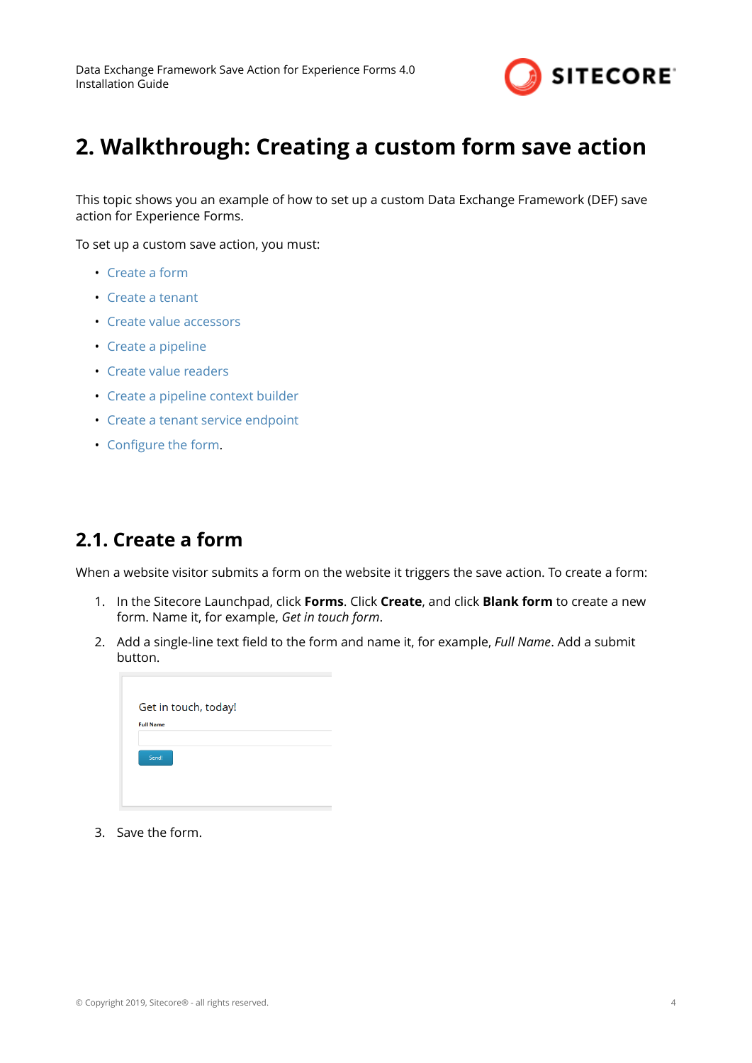# 2. Walkthrough: Creating a custom form save action

This topic shows you an example of how to set up a custom Data Exchange Framework (DEF) save action for Experience Forms.

To set up a custom save action, you must:

- Create a form
- Create a tenant
- Create value accessors
- Create a pipeline
- Create value readers
- Create a pipeline context builder
- Create a tenant service endpoint
- Configure the form.

## 2.1. Create a form

When a website visitor submits a form on the website it triggers the save action. To create a form:

1. In the Sitecore Launchpad, click **Forms**. Click **Create**, and click **Blank form** to create a new form. Name it, for example, *Get in touch form*.
2. Add a single-line text field to the form and name it, for example, *Full Name*. Add a submit button.
3. Save the form.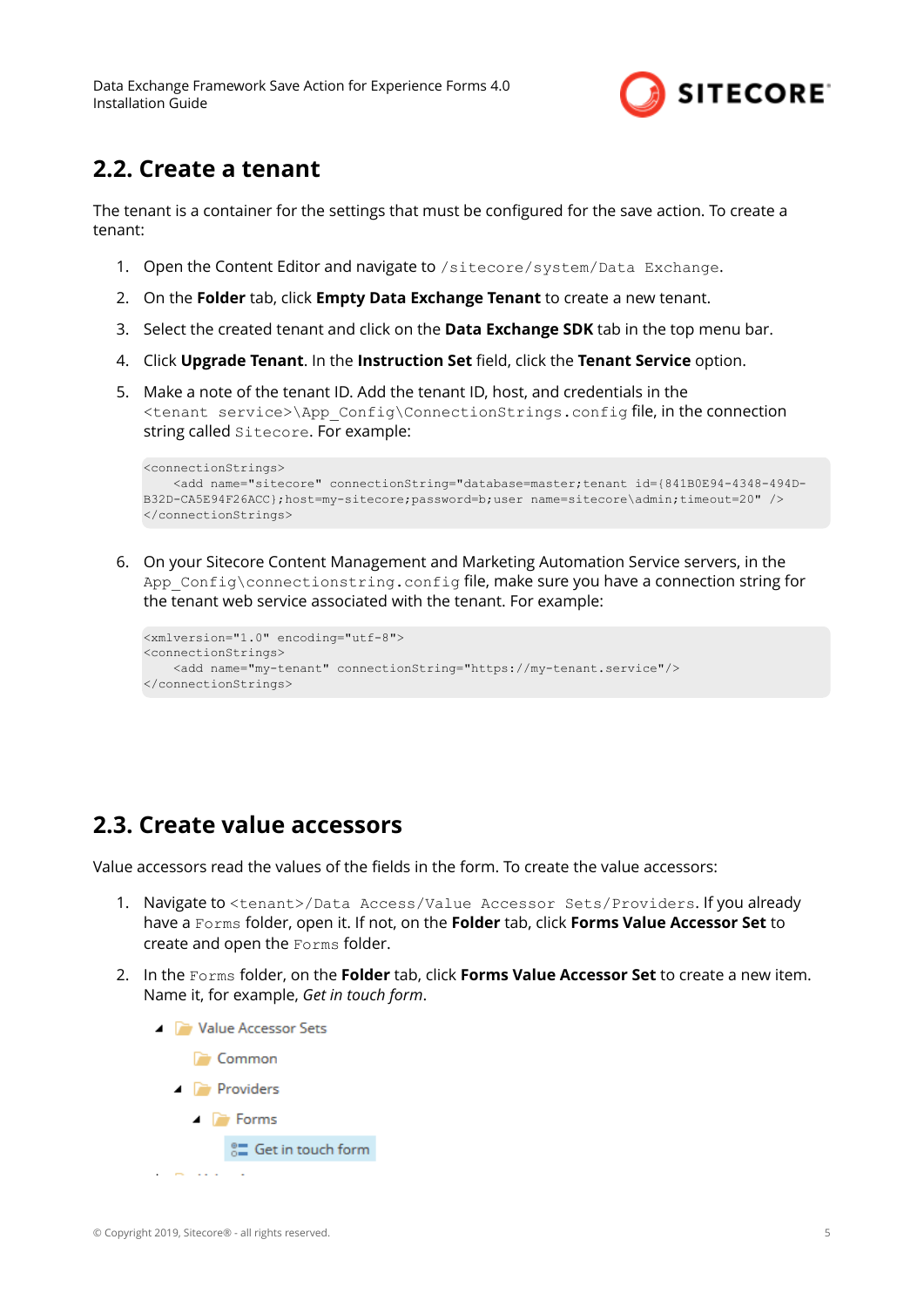## 2.2. Create a tenant

The tenant is a container for the settings that must be configured for the save action. To create a tenant:

1. Open the Content Editor and navigate to `/sitecore/system/Data Exchange`.
2. On the **Folder** tab, click **Empty Data Exchange Tenant** to create a new tenant.
3. Select the created tenant and click on the **Data Exchange SDK** tab in the top menu bar.
4. Click **Upgrade Tenant**. In the **Instruction Set** field, click the **Tenant Service** option.
5. Make a note of the tenant ID. Add the tenant ID, host, and credentials in the `<tenant service>\App_Config\ConnectionStrings.config` file, in the connection string called `Sitecore`. For example:

```
<connectionStrings>
    <add name="sitecore" connectionString="database=master;tenant id={841B0E94-4348-494D-B32D-CA5E94F26ACC};host=my-sitecore;password=b;user name=sitecore\admin;timeout=20" />
</connectionStrings>
```

6. On your Sitecore Content Management and Marketing Automation Service servers, in the `App_Config\connectionstring.config` file, make sure you have a connection string for the tenant web service associated with the tenant. For example:

```
<xmlversion="1.0" encoding="utf-8">
<connectionStrings>
    <add name="my-tenant" connectionString="https://my-tenant.service"/>
</connectionStrings>
```

## 2.3. Create value accessors

Value accessors read the values of the fields in the form. To create the value accessors:

1. Navigate to `<tenant>/Data Access/Value Accessor Sets/Providers`. If you already have a `Forms` folder, open it. If not, on the **Folder** tab, click **Forms Value Accessor Set** to create and open the `Forms` folder.
2. In the `Forms` folder, on the **Folder** tab, click **Forms Value Accessor Set** to create a new item. Name it, for example, *Get in touch form*.

- Value Accessor Sets
  - Common
  - Providers
    - Forms
      - Get in touch form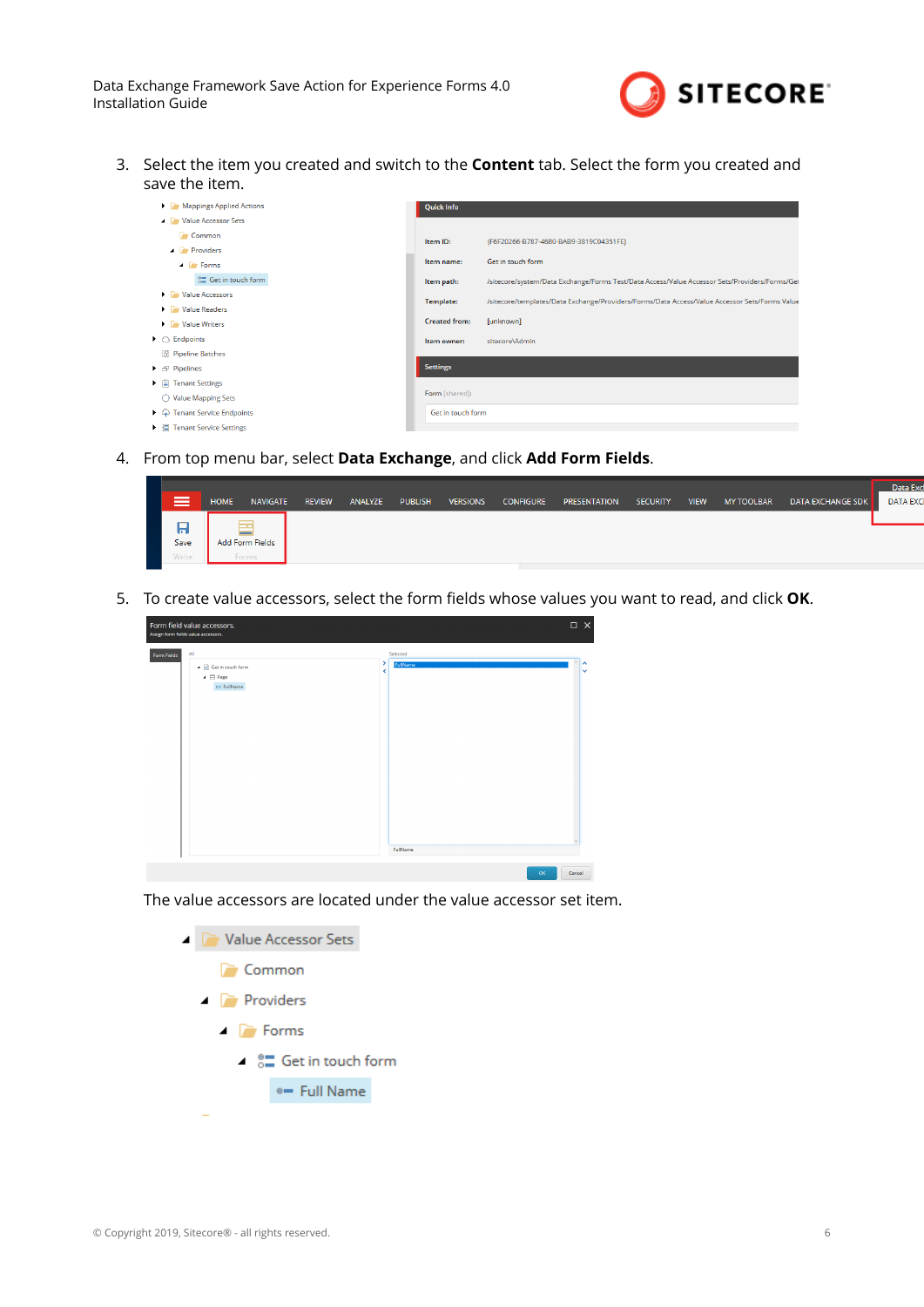3. Select the item you created and switch to the **Content** tab. Select the form you created and save the item.

4. From top menu bar, select **Data Exchange**, and click **Add Form Fields**.

5. To create value accessors, select the form fields whose values you want to read, and click **OK**.

   The value accessors are located under the value accessor set item.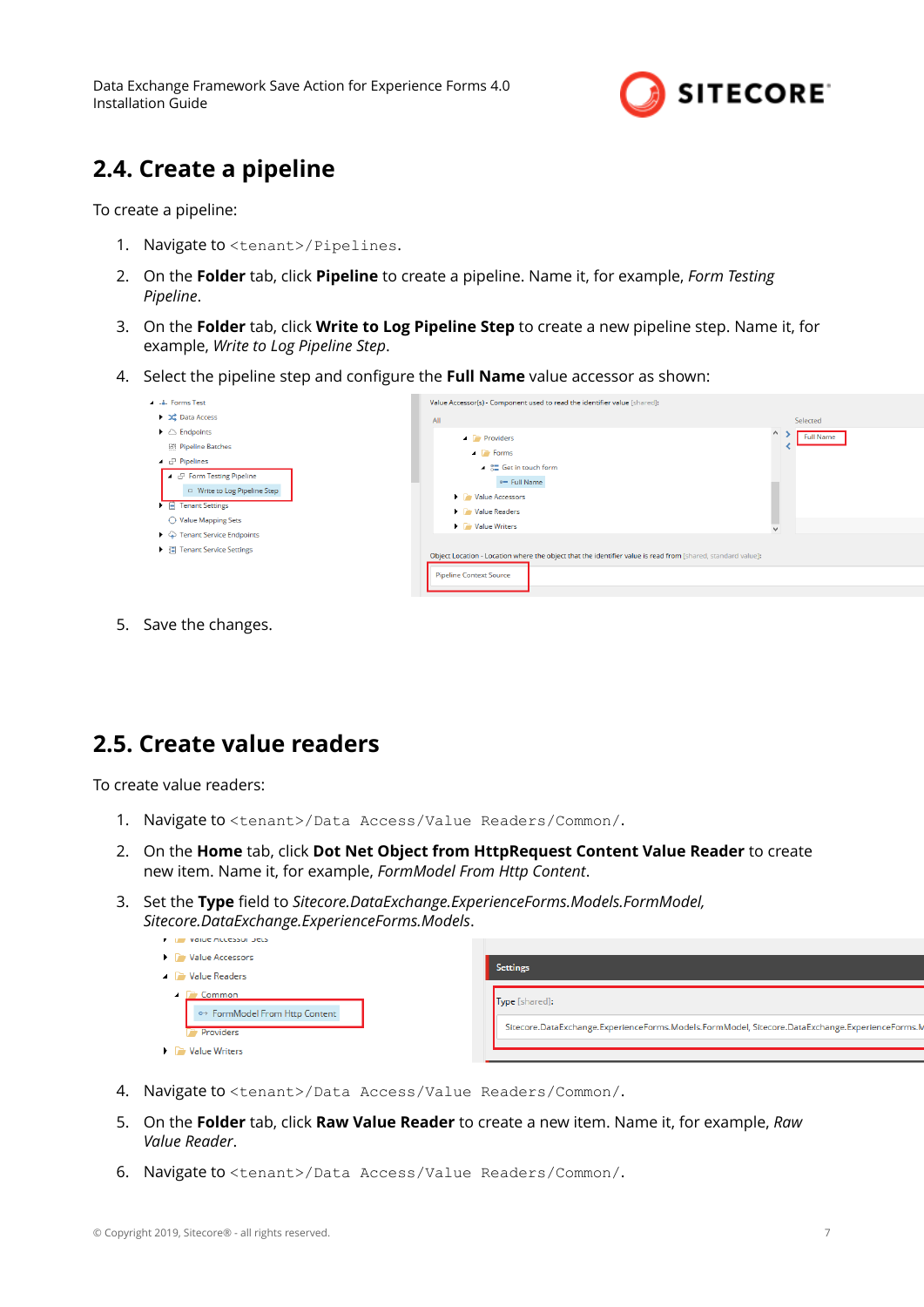## 2.4. Create a pipeline

To create a pipeline:

1. Navigate to `<tenant>/Pipelines`.
2. On the **Folder** tab, click **Pipeline** to create a pipeline. Name it, for example, *Form Testing Pipeline*.
3. On the **Folder** tab, click **Write to Log Pipeline Step** to create a new pipeline step. Name it, for example, *Write to Log Pipeline Step*.
4. Select the pipeline step and configure the **Full Name** value accessor as shown:
5. Save the changes.

## 2.5. Create value readers

To create value readers:

1. Navigate to `<tenant>/Data Access/Value Readers/Common/`.
2. On the **Home** tab, click **Dot Net Object from HttpRequest Content Value Reader** to create new item. Name it, for example, *FormModel From Http Content*.
3. Set the **Type** field to *Sitecore.DataExchange.ExperienceForms.Models.FormModel, Sitecore.DataExchange.ExperienceForms.Models*.
4. Navigate to `<tenant>/Data Access/Value Readers/Common/`.
5. On the **Folder** tab, click **Raw Value Reader** to create a new item. Name it, for example, *Raw Value Reader*.
6. Navigate to `<tenant>/Data Access/Value Readers/Common/`.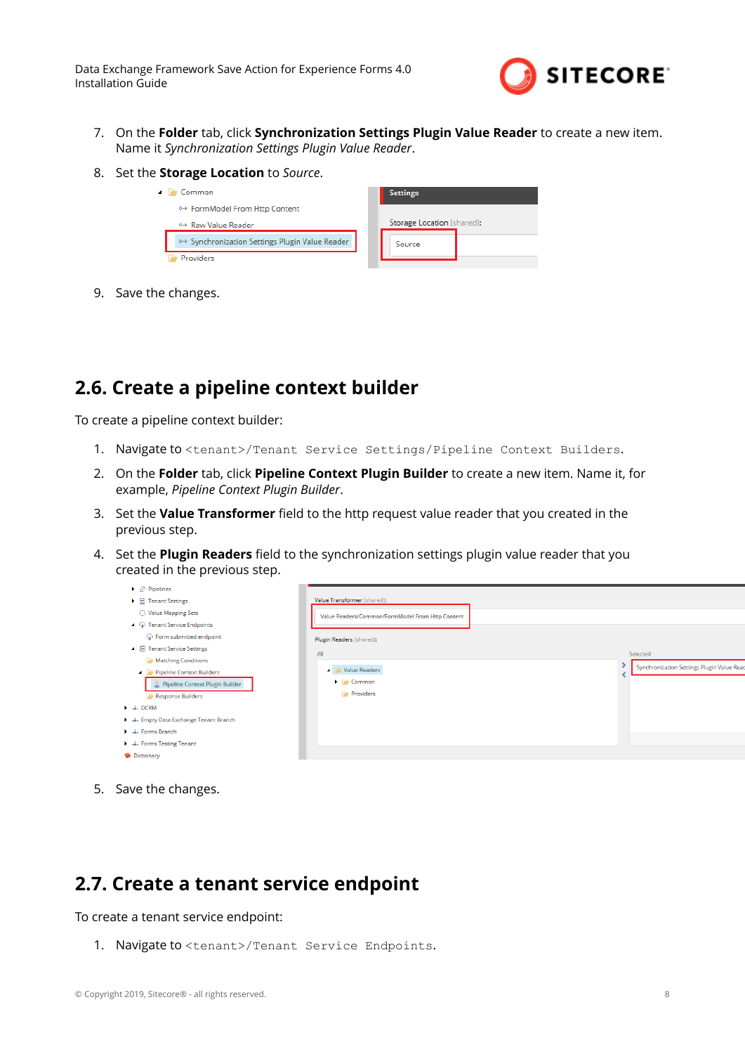7. On the **Folder** tab, click **Synchronization Settings Plugin Value Reader** to create a new item. Name it *Synchronization Settings Plugin Value Reader*.
8. Set the **Storage Location** to *Source*.
9. Save the changes.

## 2.6. Create a pipeline context builder

To create a pipeline context builder:

1. Navigate to `<tenant>/Tenant Service Settings/Pipeline Context Builders`.
2. On the **Folder** tab, click **Pipeline Context Plugin Builder** to create a new item. Name it, for example, *Pipeline Context Plugin Builder*.
3. Set the **Value Transformer** field to the http request value reader that you created in the previous step.
4. Set the **Plugin Readers** field to the synchronization settings plugin value reader that you created in the previous step.
5. Save the changes.

## 2.7. Create a tenant service endpoint

To create a tenant service endpoint:

1. Navigate to `<tenant>/Tenant Service Endpoints`.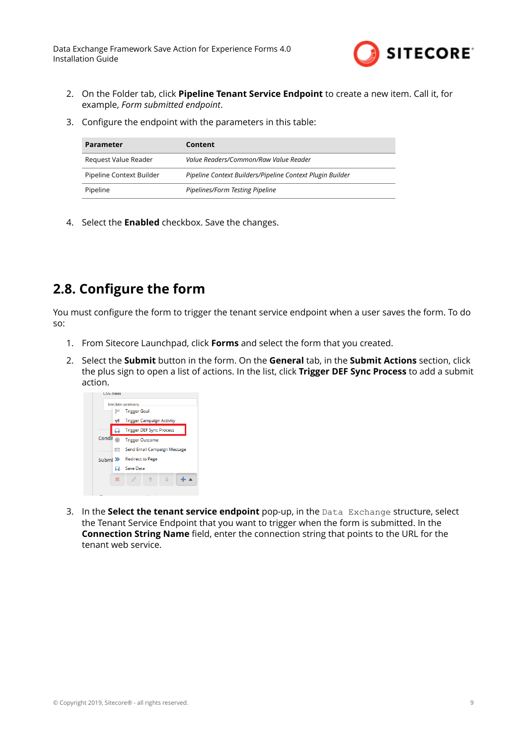2. On the Folder tab, click **Pipeline Tenant Service Endpoint** to create a new item. Call it, for example, *Form submitted endpoint*.

3. Configure the endpoint with the parameters in this table:

| Parameter | Content |
| --- | --- |
| Request Value Reader | *Value Readers/Common/Raw Value Reader* |
| Pipeline Context Builder | *Pipeline Context Builders/Pipeline Context Plugin Builder* |
| Pipeline | *Pipelines/Form Testing Pipeline* |

4. Select the **Enabled** checkbox. Save the changes.

## 2.8. Configure the form

You must configure the form to trigger the tenant service endpoint when a user saves the form. To do so:

1. From Sitecore Launchpad, click **Forms** and select the form that you created.

2. Select the **Submit** button in the form. On the **General** tab, in the **Submit Actions** section, click the plus sign to open a list of actions. In the list, click **Trigger DEF Sync Process** to add a submit action.

3. In the **Select the tenant service endpoint** pop-up, in the `Data Exchange` structure, select the Tenant Service Endpoint that you want to trigger when the form is submitted. In the **Connection String Name** field, enter the connection string that points to the URL for the tenant web service.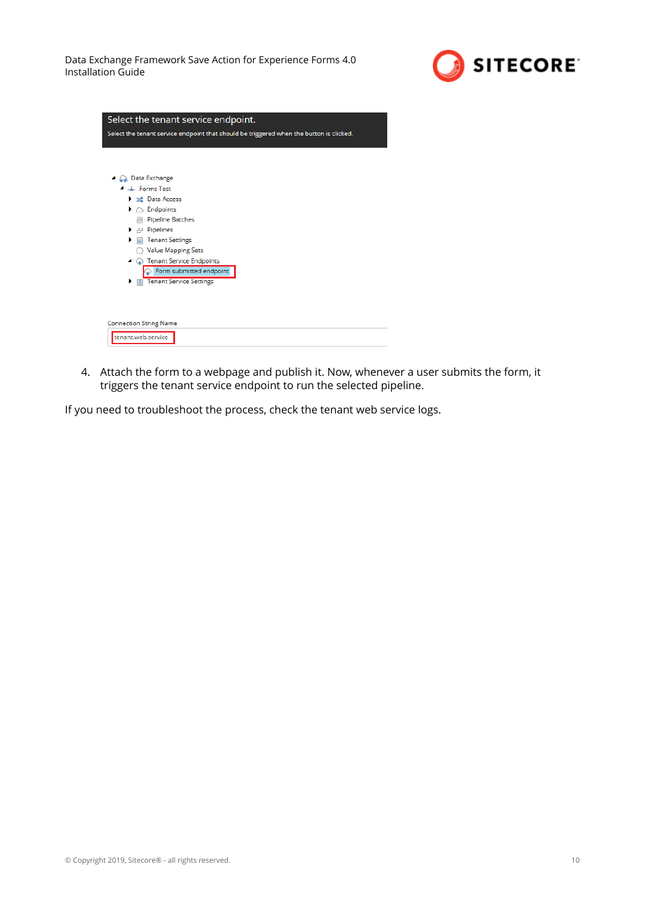Select the tenant service endpoint.

Select the tenant service endpoint that should be triggered when the button is clicked.

- Data Exchange
  - Forms Test
    - Data Access
    - Endpoints
    - Pipeline Batches
    - Pipelines
    - Tenant Settings
    - Value Mapping Sets
    - Tenant Service Endpoints
      - Form submitted endpoint
    - Tenant Service Settings

Connection String Name

tenant.web.service

4. Attach the form to a webpage and publish it. Now, whenever a user submits the form, it triggers the tenant service endpoint to run the selected pipeline.

If you need to troubleshoot the process, check the tenant web service logs.